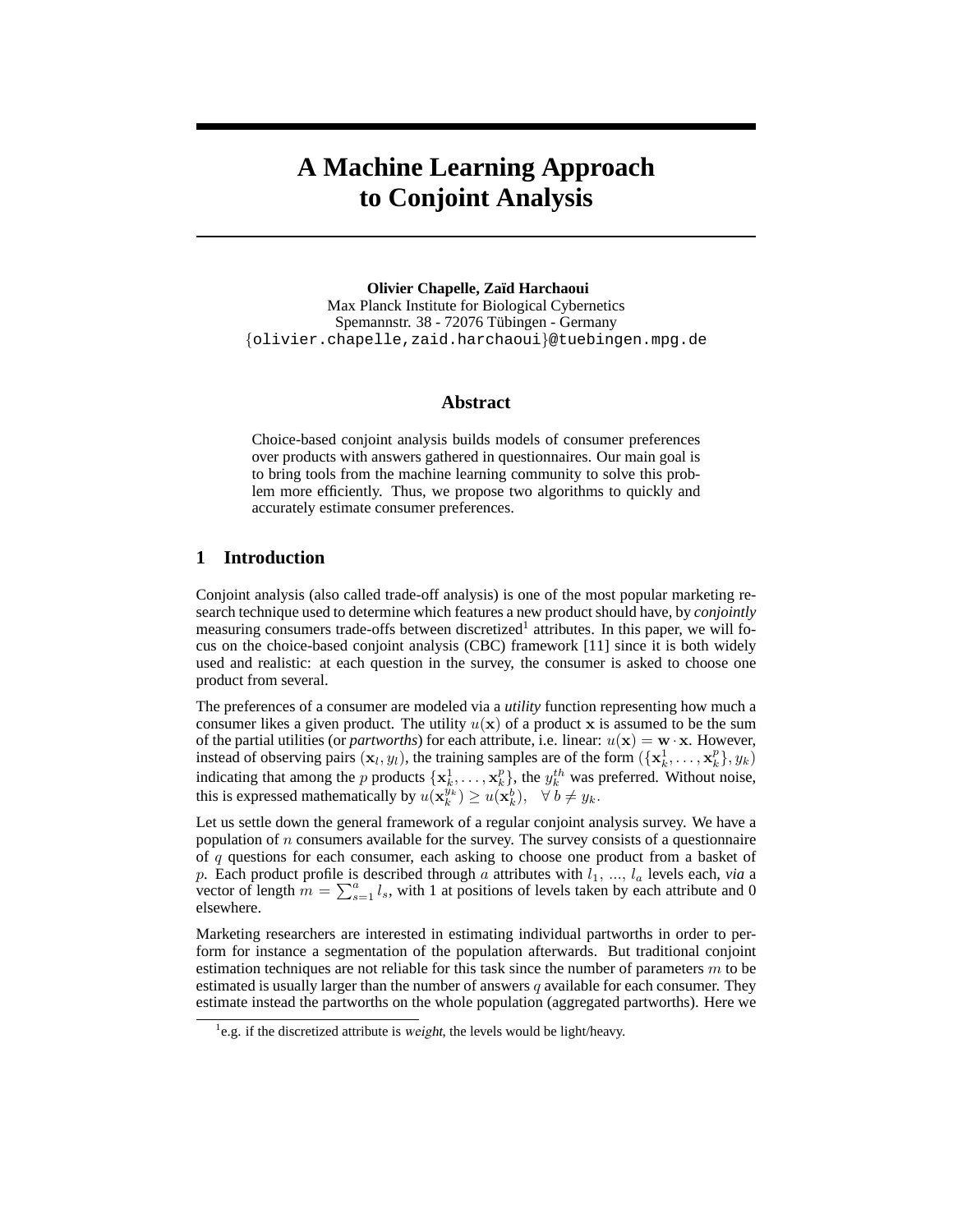# A Machine Learning Approach to Conjoint Analysis

**Olivier Chapelle, Zaïd Harchaoui**
Max Planck Institute for Biological Cybernetics
Spemannstr. 38 - 72076 Tübingen - Germany
{olivier.chapelle,zaid.harchaoui}@tuebingen.mpg.de

## Abstract

Choice-based conjoint analysis builds models of consumer preferences over products with answers gathered in questionnaires. Our main goal is to bring tools from the machine learning community to solve this problem more efficiently. Thus, we propose two algorithms to quickly and accurately estimate consumer preferences.

## 1 Introduction

Conjoint analysis (also called trade-off analysis) is one of the most popular marketing research technique used to determine which features a new product should have, by *conjointly* measuring consumers trade-offs between discretized[1] attributes. In this paper, we will focus on the choice-based conjoint analysis (CBC) framework [11] since it is both widely used and realistic: at each question in the survey, the consumer is asked to choose one product from several.

The preferences of a consumer are modeled via a *utility* function representing how much a consumer likes a given product. The utility $u(\mathbf{x})$ of a product $\mathbf{x}$ is assumed to be the sum of the partial utilities (or *partworths*) for each attribute, i.e. linear: $u(\mathbf{x}) = \mathbf{w} \cdot \mathbf{x}$. However, instead of observing pairs $(\mathbf{x}_l, y_l)$, the training samples are of the form $(\{\mathbf{x}_k^1, \dots, \mathbf{x}_k^p\}, y_k)$ indicating that among the $p$ products $\{\mathbf{x}_k^1, \dots, \mathbf{x}_k^p\}$, the $y_k^{th}$ was preferred. Without noise, this is expressed mathematically by $u(\mathbf{x}_k^{y_k}) \geq u(\mathbf{x}_k^b), \quad \forall\, b \neq y_k$.

Let us settle down the general framework of a regular conjoint analysis survey. We have a population of $n$ consumers available for the survey. The survey consists of a questionnaire of $q$ questions for each consumer, each asking to choose one product from a basket of $p$. Each product profile is described through $a$ attributes with $l_1$, ..., $l_a$ levels each, *via* a vector of length $m = \sum_{s=1}^{a} l_s$, with 1 at positions of levels taken by each attribute and 0 elsewhere.

Marketing researchers are interested in estimating individual partworths in order to perform for instance a segmentation of the population afterwards. But traditional conjoint estimation techniques are not reliable for this task since the number of parameters $m$ to be estimated is usually larger than the number of answers $q$ available for each consumer. They estimate instead the partworths on the whole population (aggregated partworths). Here we

[1] e.g. if the discretized attribute is *weight*, the levels would be light/heavy.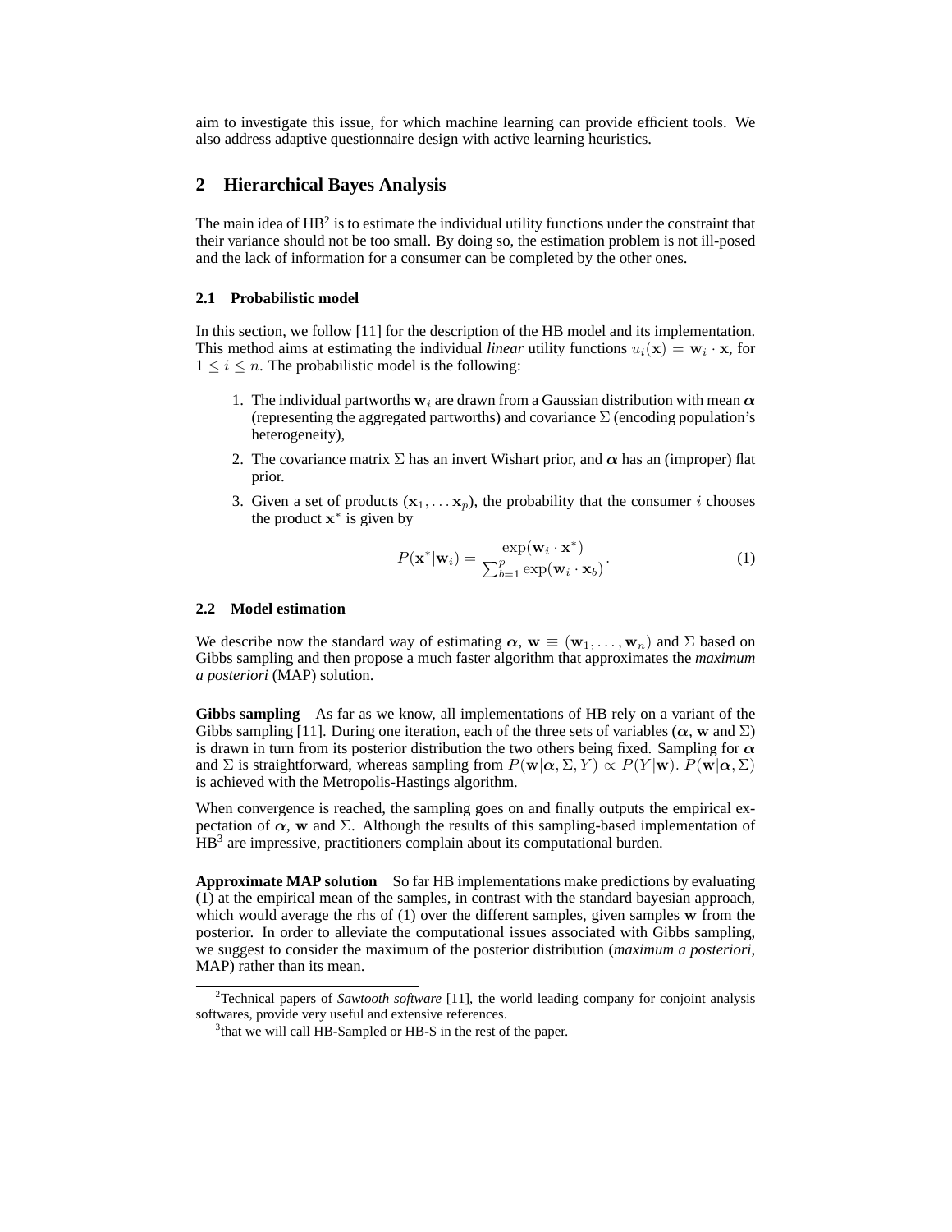aim to investigate this issue, for which machine learning can provide efficient tools. We also address adaptive questionnaire design with active learning heuristics.

## 2 Hierarchical Bayes Analysis

The main idea of HB[2] is to estimate the individual utility functions under the constraint that their variance should not be too small. By doing so, the estimation problem is not ill-posed and the lack of information for a consumer can be completed by the other ones.

### 2.1 Probabilistic model

In this section, we follow [11] for the description of the HB model and its implementation. This method aims at estimating the individual *linear* utility functions $u_i(\mathbf{x}) = \mathbf{w}_i \cdot \mathbf{x}$, for $1 \leq i \leq n$. The probabilistic model is the following:

1. The individual partworths $\mathbf{w}_i$ are drawn from a Gaussian distribution with mean $\boldsymbol{\alpha}$ (representing the aggregated partworths) and covariance $\Sigma$ (encoding population's heterogeneity),
2. The covariance matrix $\Sigma$ has an invert Wishart prior, and $\boldsymbol{\alpha}$ has an (improper) flat prior.
3. Given a set of products $(\mathbf{x}_1, \ldots \mathbf{x}_p)$, the probability that the consumer $i$ chooses the product $\mathbf{x}^*$ is given by

$$P(\mathbf{x}^*|\mathbf{w}_i) = \frac{\exp(\mathbf{w}_i \cdot \mathbf{x}^*)}{\sum_{b=1}^{p} \exp(\mathbf{w}_i \cdot \mathbf{x}_b)}. \tag{1}$$

### 2.2 Model estimation

We describe now the standard way of estimating $\boldsymbol{\alpha}$, $\mathbf{w} \equiv (\mathbf{w}_1, \ldots, \mathbf{w}_n)$ and $\Sigma$ based on Gibbs sampling and then propose a much faster algorithm that approximates the *maximum a posteriori* (MAP) solution.

**Gibbs sampling** As far as we know, all implementations of HB rely on a variant of the Gibbs sampling [11]. During one iteration, each of the three sets of variables ($\boldsymbol{\alpha}$, $\mathbf{w}$ and $\Sigma$) is drawn in turn from its posterior distribution the two others being fixed. Sampling for $\boldsymbol{\alpha}$ and $\Sigma$ is straightforward, whereas sampling from $P(\mathbf{w}|\boldsymbol{\alpha}, \Sigma, Y) \propto P(Y|\mathbf{w}).\ P(\mathbf{w}|\boldsymbol{\alpha}, \Sigma)$ is achieved with the Metropolis-Hastings algorithm.

When convergence is reached, the sampling goes on and finally outputs the empirical expectation of $\boldsymbol{\alpha}$, $\mathbf{w}$ and $\Sigma$. Although the results of this sampling-based implementation of HB[3] are impressive, practitioners complain about its computational burden.

**Approximate MAP solution** So far HB implementations make predictions by evaluating (1) at the empirical mean of the samples, in contrast with the standard bayesian approach, which would average the rhs of (1) over the different samples, given samples $\mathbf{w}$ from the posterior. In order to alleviate the computational issues associated with Gibbs sampling, we suggest to consider the maximum of the posterior distribution (*maximum a posteriori*, MAP) rather than its mean.

[2] Technical papers of *Sawtooth software* [11], the world leading company for conjoint analysis softwares, provide very useful and extensive references.

[3] that we will call HB-Sampled or HB-S in the rest of the paper.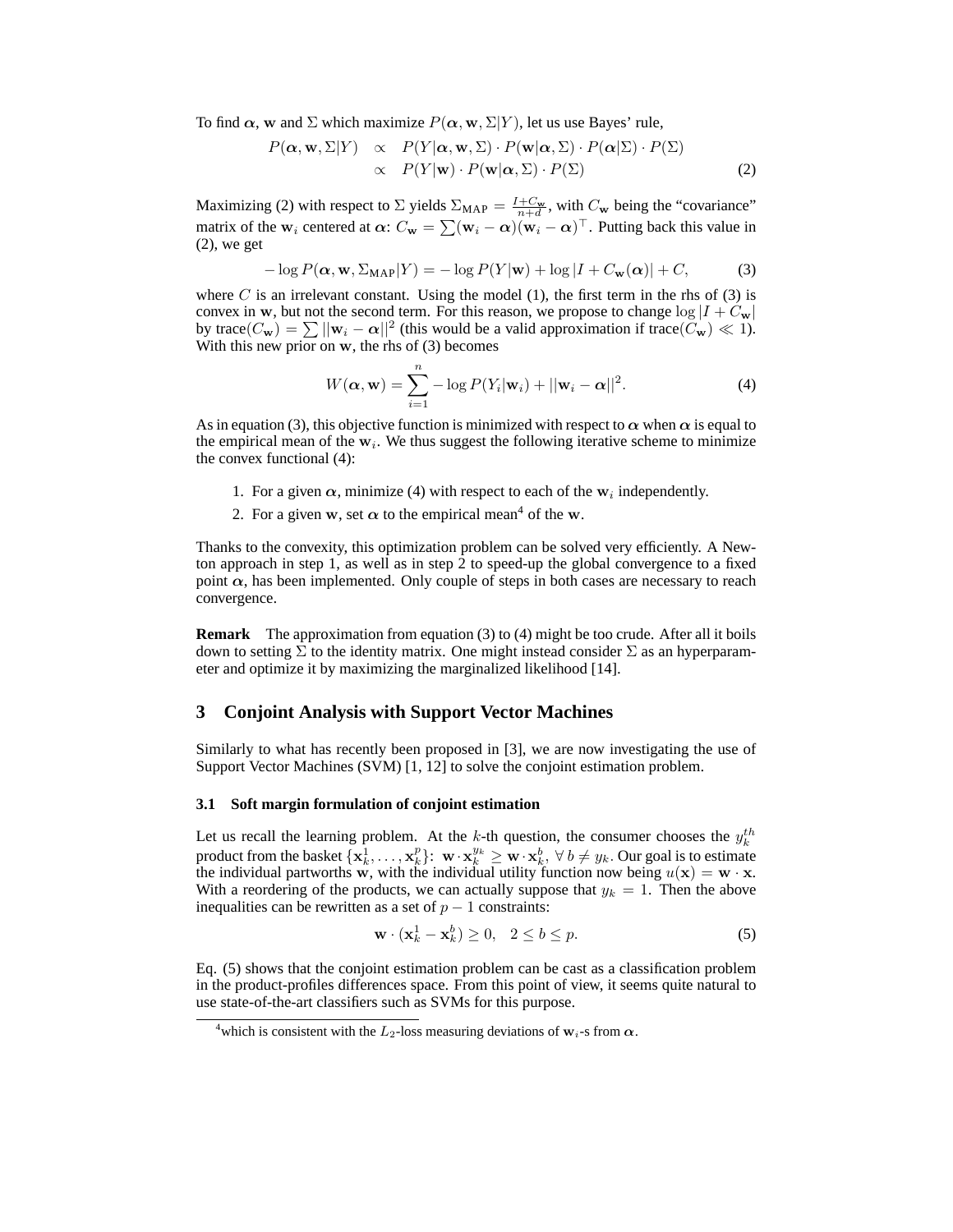To find $\boldsymbol{\alpha}$, $\mathbf{w}$ and $\Sigma$ which maximize $P(\boldsymbol{\alpha}, \mathbf{w}, \Sigma|Y)$, let us use Bayes' rule,

$$
\begin{aligned}
P(\boldsymbol{\alpha}, \mathbf{w}, \Sigma|Y) &\propto P(Y|\boldsymbol{\alpha}, \mathbf{w}, \Sigma) \cdot P(\mathbf{w}|\boldsymbol{\alpha}, \Sigma) \cdot P(\boldsymbol{\alpha}|\Sigma) \cdot P(\Sigma) \\
&\propto P(Y|\mathbf{w}) \cdot P(\mathbf{w}|\boldsymbol{\alpha}, \Sigma) \cdot P(\Sigma) \qquad (2)
\end{aligned}
$$

Maximizing (2) with respect to $\Sigma$ yields $\Sigma_{\text{MAP}} = \frac{I + C_{\mathbf{w}}}{n+d}$, with $C_{\mathbf{w}}$ being the "covariance" matrix of the $\mathbf{w}_i$ centered at $\boldsymbol{\alpha}$: $C_{\mathbf{w}} = \sum (\mathbf{w}_i - \boldsymbol{\alpha})(\mathbf{w}_i - \boldsymbol{\alpha})^\top$. Putting back this value in (2), we get

$$
-\log P(\boldsymbol{\alpha}, \mathbf{w}, \Sigma_{\text{MAP}}|Y) = -\log P(Y|\mathbf{w}) + \log |I + C_{\mathbf{w}}(\boldsymbol{\alpha})| + C, \qquad (3)
$$

where $C$ is an irrelevant constant. Using the model (1), the first term in the rhs of (3) is convex in $\mathbf{w}$, but not the second term. For this reason, we propose to change $\log |I + C_{\mathbf{w}}|$ by $\text{trace}(C_{\mathbf{w}}) = \sum ||\mathbf{w}_i - \boldsymbol{\alpha}||^2$ (this would be a valid approximation if $\text{trace}(C_{\mathbf{w}}) \ll 1$). With this new prior on $\mathbf{w}$, the rhs of (3) becomes

$$
W(\boldsymbol{\alpha}, \mathbf{w}) = \sum_{i=1}^{n} -\log P(Y_i|\mathbf{w}_i) + ||\mathbf{w}_i - \boldsymbol{\alpha}||^2. \qquad (4)
$$

As in equation (3), this objective function is minimized with respect to $\boldsymbol{\alpha}$ when $\boldsymbol{\alpha}$ is equal to the empirical mean of the $\mathbf{w}_i$. We thus suggest the following iterative scheme to minimize the convex functional (4):

1. For a given $\boldsymbol{\alpha}$, minimize (4) with respect to each of the $\mathbf{w}_i$ independently.
2. For a given $\mathbf{w}$, set $\boldsymbol{\alpha}$ to the empirical mean[4] of the $\mathbf{w}$.

Thanks to the convexity, this optimization problem can be solved very efficiently. A Newton approach in step 1, as well as in step 2 to speed-up the global convergence to a fixed point $\boldsymbol{\alpha}$, has been implemented. Only couple of steps in both cases are necessary to reach convergence.

**Remark** The approximation from equation (3) to (4) might be too crude. After all it boils down to setting $\Sigma$ to the identity matrix. One might instead consider $\Sigma$ as an hyperparameter and optimize it by maximizing the marginalized likelihood [14].

## 3 Conjoint Analysis with Support Vector Machines

Similarly to what has recently been proposed in [3], we are now investigating the use of Support Vector Machines (SVM) [1, 12] to solve the conjoint estimation problem.

### 3.1 Soft margin formulation of conjoint estimation

Let us recall the learning problem. At the $k$-th question, the consumer chooses the $y_k^{th}$ product from the basket $\{\mathbf{x}_k^1, \ldots, \mathbf{x}_k^p\}$: $\mathbf{w} \cdot \mathbf{x}_k^{y_k} \geq \mathbf{w} \cdot \mathbf{x}_k^b, \ \forall\, b \neq y_k$. Our goal is to estimate the individual partworths $\mathbf{w}$, with the individual utility function now being $u(\mathbf{x}) = \mathbf{w} \cdot \mathbf{x}$. With a reordering of the products, we can actually suppose that $y_k = 1$. Then the above inequalities can be rewritten as a set of $p - 1$ constraints:

$$
\mathbf{w} \cdot (\mathbf{x}_k^1 - \mathbf{x}_k^b) \geq 0, \quad 2 \leq b \leq p. \qquad (5)
$$

Eq. (5) shows that the conjoint estimation problem can be cast as a classification problem in the product-profiles differences space. From this point of view, it seems quite natural to use state-of-the-art classifiers such as SVMs for this purpose.

---

[4] which is consistent with the $L_2$-loss measuring deviations of $\mathbf{w}_i$-s from $\boldsymbol{\alpha}$.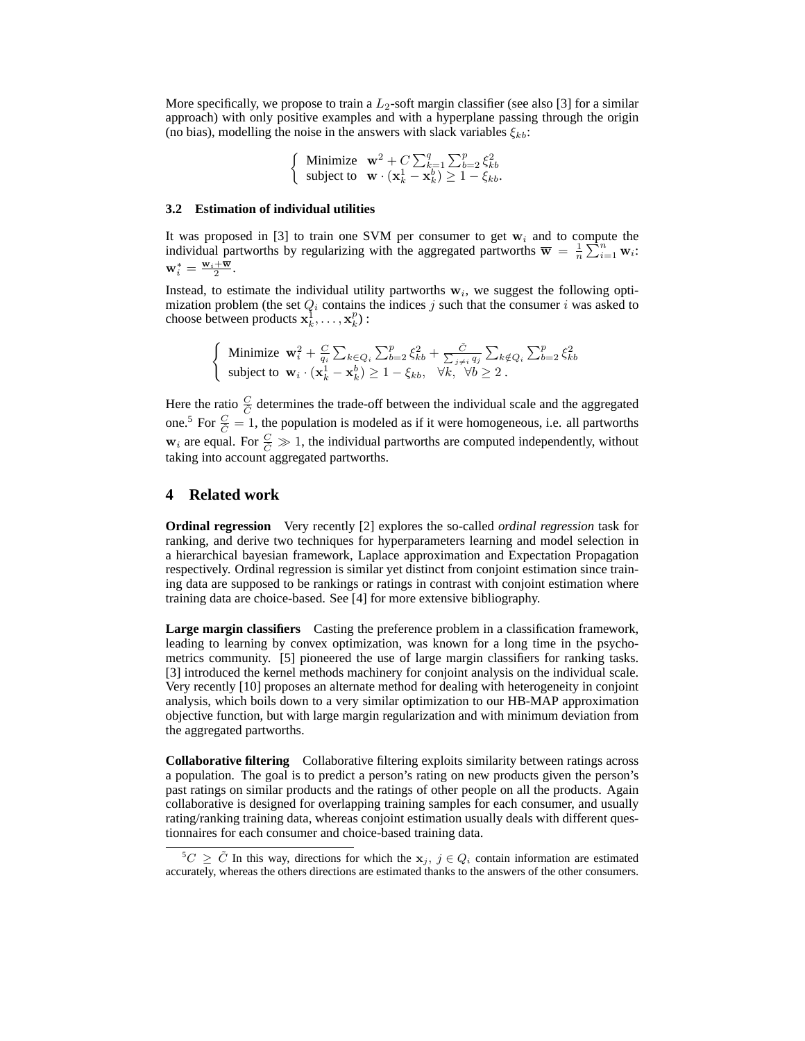More specifically, we propose to train a $L_2$-soft margin classifier (see also [3] for a similar approach) with only positive examples and with a hyperplane passing through the origin (no bias), modelling the noise in the answers with slack variables $\xi_{kb}$:

$$\left\{ \begin{array}{ll} \text{Minimize} & \mathbf{w}^2 + C \sum_{k=1}^{q} \sum_{b=2}^{p} \xi_{kb}^2 \\ \text{subject to} & \mathbf{w} \cdot (\mathbf{x}_k^1 - \mathbf{x}_k^b) \geq 1 - \xi_{kb}. \end{array} \right.$$

### 3.2 Estimation of individual utilities

It was proposed in [3] to train one SVM per consumer to get $\mathbf{w}_i$ and to compute the individual partworths by regularizing with the aggregated partworths $\overline{\mathbf{w}} = \frac{1}{n} \sum_{i=1}^{n} \mathbf{w}_i$: $\mathbf{w}_i^* = \frac{\mathbf{w}_i + \overline{\mathbf{w}}}{2}$.

Instead, to estimate the individual utility partworths $\mathbf{w}_i$, we suggest the following optimization problem (the set $Q_i$ contains the indices $j$ such that the consumer $i$ was asked to choose between products $\mathbf{x}_k^1, \ldots, \mathbf{x}_k^p$) :

$$\left\{ \begin{array}{l} \text{Minimize } \mathbf{w}_i^2 + \frac{C}{q_i} \sum_{k \in Q_i} \sum_{b=2}^{p} \xi_{kb}^2 + \frac{\tilde{C}}{\sum_{j \neq i} q_j} \sum_{k \notin Q_i} \sum_{b=2}^{p} \xi_{kb}^2 \\ \text{subject to } \mathbf{w}_i \cdot (\mathbf{x}_k^1 - \mathbf{x}_k^b) \geq 1 - \xi_{kb}, \quad \forall k, \ \forall b \geq 2 \, . \end{array} \right.$$

Here the ratio $\frac{C}{\tilde{C}}$ determines the trade-off between the individual scale and the aggregated one.[5] For $\frac{C}{\tilde{C}} = 1$, the population is modeled as if it were homogeneous, i.e. all partworths $\mathbf{w}_i$ are equal. For $\frac{C}{\tilde{C}} \gg 1$, the individual partworths are computed independently, without taking into account aggregated partworths.

## 4 Related work

**Ordinal regression** Very recently [2] explores the so-called *ordinal regression* task for ranking, and derive two techniques for hyperparameters learning and model selection in a hierarchical bayesian framework, Laplace approximation and Expectation Propagation respectively. Ordinal regression is similar yet distinct from conjoint estimation since training data are supposed to be rankings or ratings in contrast with conjoint estimation where training data are choice-based. See [4] for more extensive bibliography.

**Large margin classifiers** Casting the preference problem in a classification framework, leading to learning by convex optimization, was known for a long time in the psychometrics community. [5] pioneered the use of large margin classifiers for ranking tasks. [3] introduced the kernel methods machinery for conjoint analysis on the individual scale. Very recently [10] proposes an alternate method for dealing with heterogeneity in conjoint analysis, which boils down to a very similar optimization to our HB-MAP approximation objective function, but with large margin regularization and with minimum deviation from the aggregated partworths.

**Collaborative filtering** Collaborative filtering exploits similarity between ratings across a population. The goal is to predict a person's rating on new products given the person's past ratings on similar products and the ratings of other people on all the products. Again collaborative is designed for overlapping training samples for each consumer, and usually rating/ranking training data, whereas conjoint estimation usually deals with different questionnaires for each consumer and choice-based training data.

[5] $C \geq \tilde{C}$ In this way, directions for which the $\mathbf{x}_j$, $j \in Q_i$ contain information are estimated accurately, whereas the others directions are estimated thanks to the answers of the other consumers.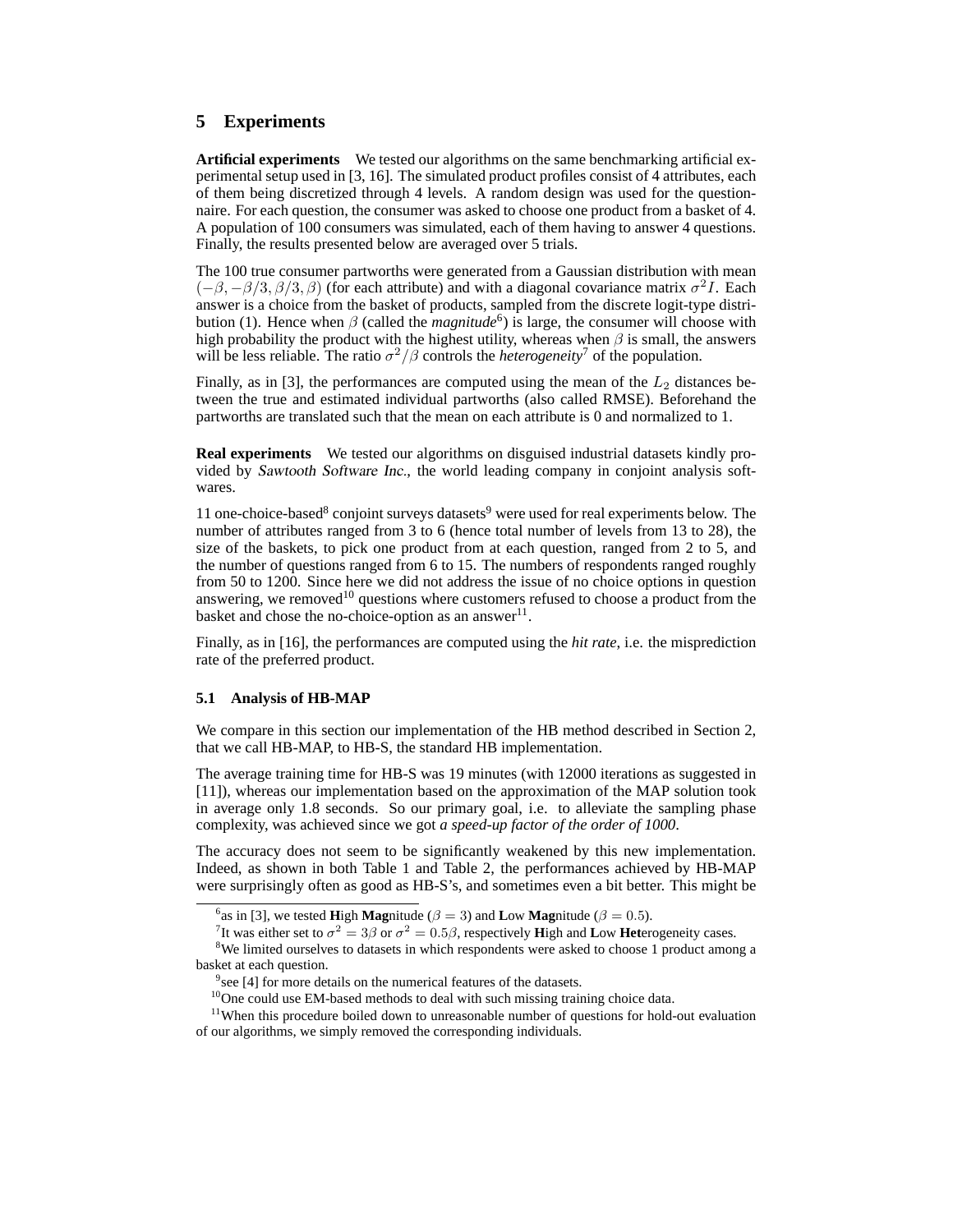## 5 Experiments

**Artificial experiments** We tested our algorithms on the same benchmarking artificial experimental setup used in [3, 16]. The simulated product profiles consist of 4 attributes, each of them being discretized through 4 levels. A random design was used for the questionnaire. For each question, the consumer was asked to choose one product from a basket of 4. A population of 100 consumers was simulated, each of them having to answer 4 questions. Finally, the results presented below are averaged over 5 trials.

The 100 true consumer partworths were generated from a Gaussian distribution with mean $(-\beta, -\beta/3, \beta/3, \beta)$ (for each attribute) and with a diagonal covariance matrix $\sigma^2 I$. Each answer is a choice from the basket of products, sampled from the discrete logit-type distribution (1). Hence when $\beta$ (called the *magnitude*[6]) is large, the consumer will choose with high probability the product with the highest utility, whereas when $\beta$ is small, the answers will be less reliable. The ratio $\sigma^2/\beta$ controls the *heterogeneity*[7] of the population.

Finally, as in [3], the performances are computed using the mean of the $L_2$ distances between the true and estimated individual partworths (also called RMSE). Beforehand the partworths are translated such that the mean on each attribute is 0 and normalized to 1.

**Real experiments** We tested our algorithms on disguised industrial datasets kindly provided by *Sawtooth Software Inc.*, the world leading company in conjoint analysis softwares.

11 one-choice-based[8] conjoint surveys datasets[9] were used for real experiments below. The number of attributes ranged from 3 to 6 (hence total number of levels from 13 to 28), the size of the baskets, to pick one product from at each question, ranged from 2 to 5, and the number of questions ranged from 6 to 15. The numbers of respondents ranged roughly from 50 to 1200. Since here we did not address the issue of no choice options in question answering, we removed[10] questions where customers refused to choose a product from the basket and chose the no-choice-option as an answer[11].

Finally, as in [16], the performances are computed using the *hit rate*, i.e. the misprediction rate of the preferred product.

### 5.1 Analysis of HB-MAP

We compare in this section our implementation of the HB method described in Section 2, that we call HB-MAP, to HB-S, the standard HB implementation.

The average training time for HB-S was 19 minutes (with 12000 iterations as suggested in [11]), whereas our implementation based on the approximation of the MAP solution took in average only 1.8 seconds. So our primary goal, i.e. to alleviate the sampling phase complexity, was achieved since we got *a speed-up factor of the order of 1000*.

The accuracy does not seem to be significantly weakened by this new implementation. Indeed, as shown in both Table 1 and Table 2, the performances achieved by HB-MAP were surprisingly often as good as HB-S's, and sometimes even a bit better. This might be

[6] as in [3], we tested **H**igh **Mag**nitude ($\beta = 3$) and **L**ow **Mag**nitude ($\beta = 0.5$).

[7] It was either set to $\sigma^2 = 3\beta$ or $\sigma^2 = 0.5\beta$, respectively **H**igh and **L**ow **Het**erogeneity cases.

[8] We limited ourselves to datasets in which respondents were asked to choose 1 product among a basket at each question.

[9] see [4] for more details on the numerical features of the datasets.

[10] One could use EM-based methods to deal with such missing training choice data.

[11] When this procedure boiled down to unreasonable number of questions for hold-out evaluation of our algorithms, we simply removed the corresponding individuals.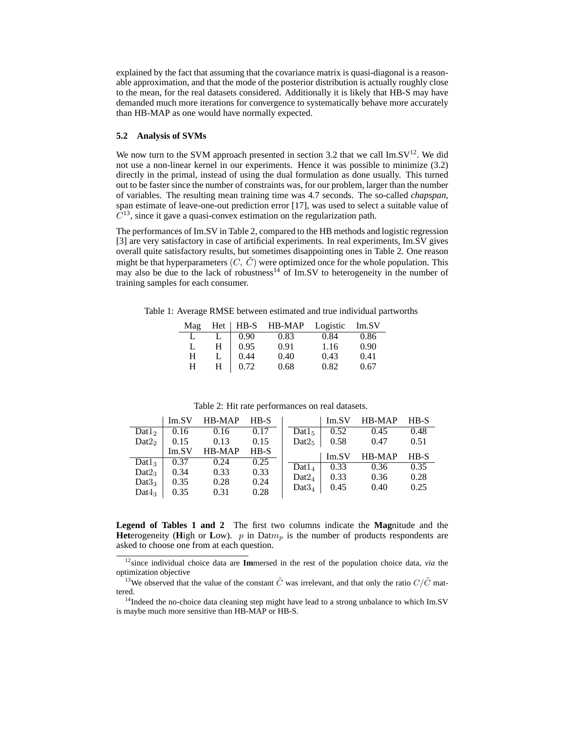explained by the fact that assuming that the covariance matrix is quasi-diagonal is a reasonable approximation, and that the mode of the posterior distribution is actually roughly close to the mean, for the real datasets considered. Additionally it is likely that HB-S may have demanded much more iterations for convergence to systematically behave more accurately than HB-MAP as one would have normally expected.

### 5.2 Analysis of SVMs

We now turn to the SVM approach presented in section 3.2 that we call Im.SV[12]. We did not use a non-linear kernel in our experiments. Hence it was possible to minimize (3.2) directly in the primal, instead of using the dual formulation as done usually. This turned out to be faster since the number of constraints was, for our problem, larger than the number of variables. The resulting mean training time was 4.7 seconds. The so-called *chapspan*, span estimate of leave-one-out prediction error [17], was used to select a suitable value of $C$[13], since it gave a quasi-convex estimation on the regularization path.

The performances of Im.SV in Table 2, compared to the HB methods and logistic regression [3] are very satisfactory in case of artificial experiments. In real experiments, Im.SV gives overall quite satisfactory results, but sometimes disappointing ones in Table 2. One reason might be that hyperparameters $(C,\ \tilde{C})$ were optimized once for the whole population. This may also be due to the lack of robustness[14] of Im.SV to heterogeneity in the number of training samples for each consumer.

Table 1: Average RMSE between estimated and true individual partworths

| Mag | Het | HB-S | HB-MAP | Logistic | Im.SV |
|---|---|---|---|---|---|
| L | L | 0.90 | 0.83 | 0.84 | 0.86 |
| L | H | 0.95 | 0.91 | 1.16 | 0.90 |
| H | L | 0.44 | 0.40 | 0.43 | 0.41 |
| H | H | 0.72 | 0.68 | 0.82 | 0.67 |

Table 2: Hit rate performances on real datasets.

| | Im.SV | HB-MAP | HB-S |
|---|---|---|---|
| $\text{Dat1}_2$ | 0.16 | 0.16 | 0.17 |
| $\text{Dat2}_2$ | 0.15 | 0.13 | 0.15 |

| | Im.SV | HB-MAP | HB-S |
|---|---|---|---|
| $\text{Dat1}_3$ | 0.37 | 0.24 | 0.25 |
| $\text{Dat2}_3$ | 0.34 | 0.33 | 0.33 |
| $\text{Dat3}_3$ | 0.35 | 0.28 | 0.24 |
| $\text{Dat4}_3$ | 0.35 | 0.31 | 0.28 |

| | Im.SV | HB-MAP | HB-S |
|---|---|---|---|
| $\text{Dat1}_5$ | 0.52 | 0.45 | 0.48 |
| $\text{Dat2}_5$ | 0.58 | 0.47 | 0.51 |

| | Im.SV | HB-MAP | HB-S |
|---|---|---|---|
| $\text{Dat1}_4$ | 0.33 | 0.36 | 0.35 |
| $\text{Dat2}_4$ | 0.33 | 0.36 | 0.28 |
| $\text{Dat3}_4$ | 0.45 | 0.40 | 0.25 |

**Legend of Tables 1 and 2** The first two columns indicate the **Mag**nitude and the **Het**erogeneity (**H**igh or **L**ow). $p$ in $\text{Dat}m_p$ is the number of products respondents are asked to choose one from at each question.

[12] since individual choice data are **Im**mersed in the rest of the population choice data, *via* the optimization objective

[13] We observed that the value of the constant $\tilde{C}$ was irrelevant, and that only the ratio $C/\tilde{C}$ mattered.

[14] Indeed the no-choice data cleaning step might have lead to a strong unbalance to which Im.SV is maybe much more sensitive than HB-MAP or HB-S.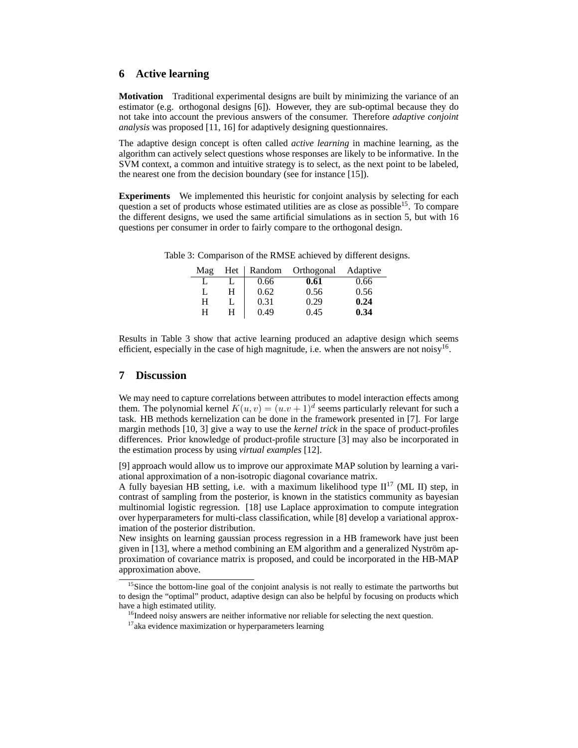## 6 Active learning

**Motivation** Traditional experimental designs are built by minimizing the variance of an estimator (e.g. orthogonal designs [6]). However, they are sub-optimal because they do not take into account the previous answers of the consumer. Therefore *adaptive conjoint analysis* was proposed [11, 16] for adaptively designing questionnaires.

The adaptive design concept is often called *active learning* in machine learning, as the algorithm can actively select questions whose responses are likely to be informative. In the SVM context, a common and intuitive strategy is to select, as the next point to be labeled, the nearest one from the decision boundary (see for instance [15]).

**Experiments** We implemented this heuristic for conjoint analysis by selecting for each question a set of products whose estimated utilities are as close as possible[15]. To compare the different designs, we used the same artificial simulations as in section 5, but with 16 questions per consumer in order to fairly compare to the orthogonal design.

Table 3: Comparison of the RMSE achieved by different designs.

| Mag | Het | Random | Orthogonal | Adaptive |
|---|---|---|---|---|
| L | L | 0.66 | **0.61** | 0.66 |
| L | H | 0.62 | 0.56 | 0.56 |
| H | L | 0.31 | 0.29 | **0.24** |
| H | H | 0.49 | 0.45 | **0.34** |

Results in Table 3 show that active learning produced an adaptive design which seems efficient, especially in the case of high magnitude, i.e. when the answers are not noisy[16].

## 7 Discussion

We may need to capture correlations between attributes to model interaction effects among them. The polynomial kernel $K(u, v) = (u.v + 1)^d$ seems particularly relevant for such a task. HB methods kernelization can be done in the framework presented in [7]. For large margin methods [10, 3] give a way to use the *kernel trick* in the space of product-profiles differences. Prior knowledge of product-profile structure [3] may also be incorporated in the estimation process by using *virtual examples* [12].

[9] approach would allow us to improve our approximate MAP solution by learning a variational approximation of a non-isotropic diagonal covariance matrix.
A fully bayesian HB setting, i.e. with a maximum likelihood type II[17] (ML II) step, in contrast of sampling from the posterior, is known in the statistics community as bayesian multinomial logistic regression. [18] use Laplace approximation to compute integration over hyperparameters for multi-class classification, while [8] develop a variational approximation of the posterior distribution.
New insights on learning gaussian process regression in a HB framework have just been given in [13], where a method combining an EM algorithm and a generalized Nyström approximation of covariance matrix is proposed, and could be incorporated in the HB-MAP approximation above.

---

[15] Since the bottom-line goal of the conjoint analysis is not really to estimate the partworths but to design the "optimal" product, adaptive design can also be helpful by focusing on products which have a high estimated utility.

[16] Indeed noisy answers are neither informative nor reliable for selecting the next question.

[17] aka evidence maximization or hyperparameters learning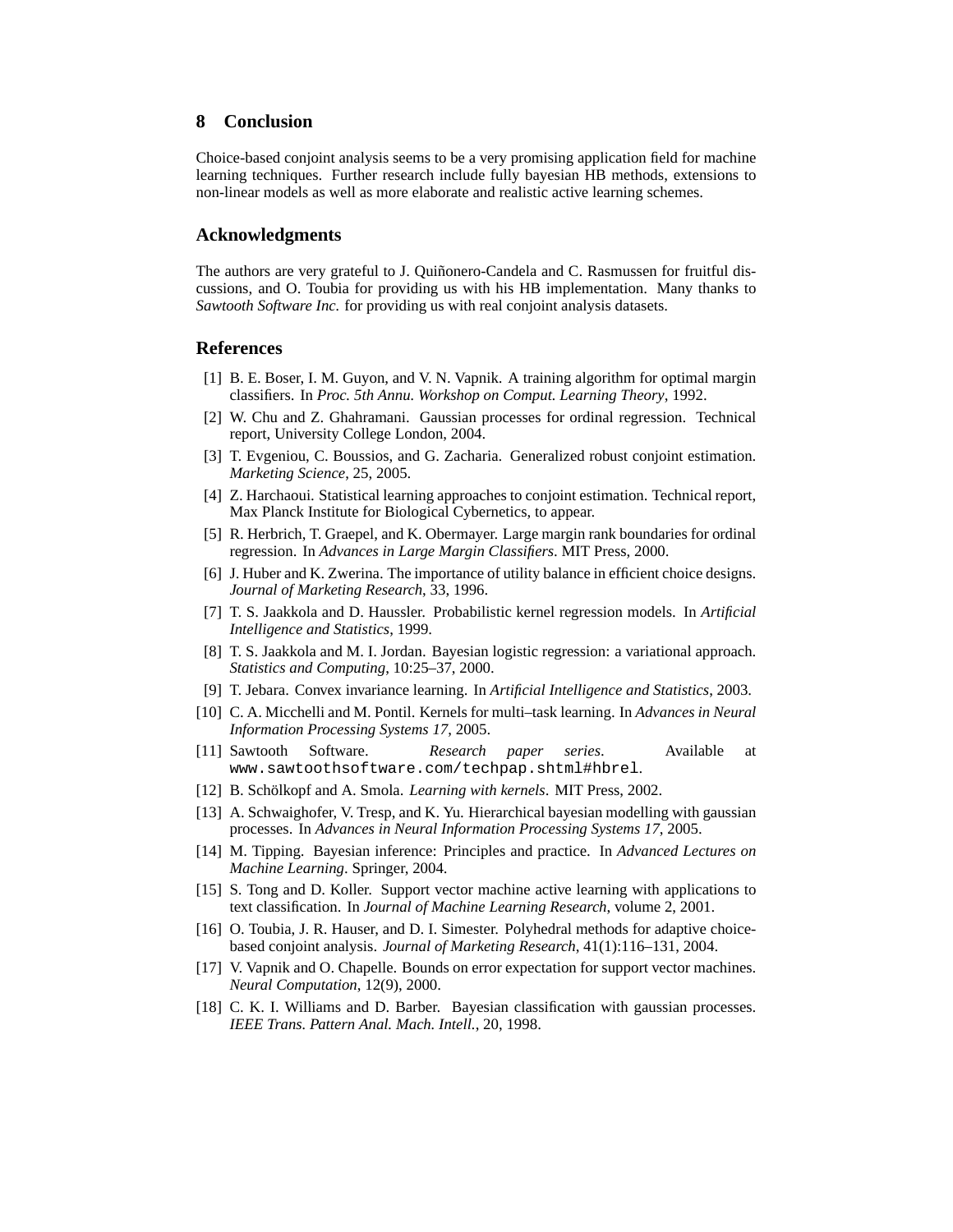## 8 Conclusion

Choice-based conjoint analysis seems to be a very promising application field for machine learning techniques. Further research include fully bayesian HB methods, extensions to non-linear models as well as more elaborate and realistic active learning schemes.

## Acknowledgments

The authors are very grateful to J. Quiñonero-Candela and C. Rasmussen for fruitful discussions, and O. Toubia for providing us with his HB implementation. Many thanks to *Sawtooth Software Inc.* for providing us with real conjoint analysis datasets.

## References

[1] B. E. Boser, I. M. Guyon, and V. N. Vapnik. A training algorithm for optimal margin classifiers. In *Proc. 5th Annu. Workshop on Comput. Learning Theory*, 1992.

[2] W. Chu and Z. Ghahramani. Gaussian processes for ordinal regression. Technical report, University College London, 2004.

[3] T. Evgeniou, C. Boussios, and G. Zacharia. Generalized robust conjoint estimation. *Marketing Science*, 25, 2005.

[4] Z. Harchaoui. Statistical learning approaches to conjoint estimation. Technical report, Max Planck Institute for Biological Cybernetics, to appear.

[5] R. Herbrich, T. Graepel, and K. Obermayer. Large margin rank boundaries for ordinal regression. In *Advances in Large Margin Classifiers*. MIT Press, 2000.

[6] J. Huber and K. Zwerina. The importance of utility balance in efficient choice designs. *Journal of Marketing Research*, 33, 1996.

[7] T. S. Jaakkola and D. Haussler. Probabilistic kernel regression models. In *Artificial Intelligence and Statistics*, 1999.

[8] T. S. Jaakkola and M. I. Jordan. Bayesian logistic regression: a variational approach. *Statistics and Computing*, 10:25–37, 2000.

[9] T. Jebara. Convex invariance learning. In *Artificial Intelligence and Statistics*, 2003.

[10] C. A. Micchelli and M. Pontil. Kernels for multi–task learning. In *Advances in Neural Information Processing Systems 17*, 2005.

[11] Sawtooth Software. *Research paper series*. Available at www.sawtoothsoftware.com/techpap.shtml#hbrel.

[12] B. Schölkopf and A. Smola. *Learning with kernels*. MIT Press, 2002.

[13] A. Schwaighofer, V. Tresp, and K. Yu. Hierarchical bayesian modelling with gaussian processes. In *Advances in Neural Information Processing Systems 17*, 2005.

[14] M. Tipping. Bayesian inference: Principles and practice. In *Advanced Lectures on Machine Learning*. Springer, 2004.

[15] S. Tong and D. Koller. Support vector machine active learning with applications to text classification. In *Journal of Machine Learning Research*, volume 2, 2001.

[16] O. Toubia, J. R. Hauser, and D. I. Simester. Polyhedral methods for adaptive choice-based conjoint analysis. *Journal of Marketing Research*, 41(1):116–131, 2004.

[17] V. Vapnik and O. Chapelle. Bounds on error expectation for support vector machines. *Neural Computation*, 12(9), 2000.

[18] C. K. I. Williams and D. Barber. Bayesian classification with gaussian processes. *IEEE Trans. Pattern Anal. Mach. Intell.*, 20, 1998.